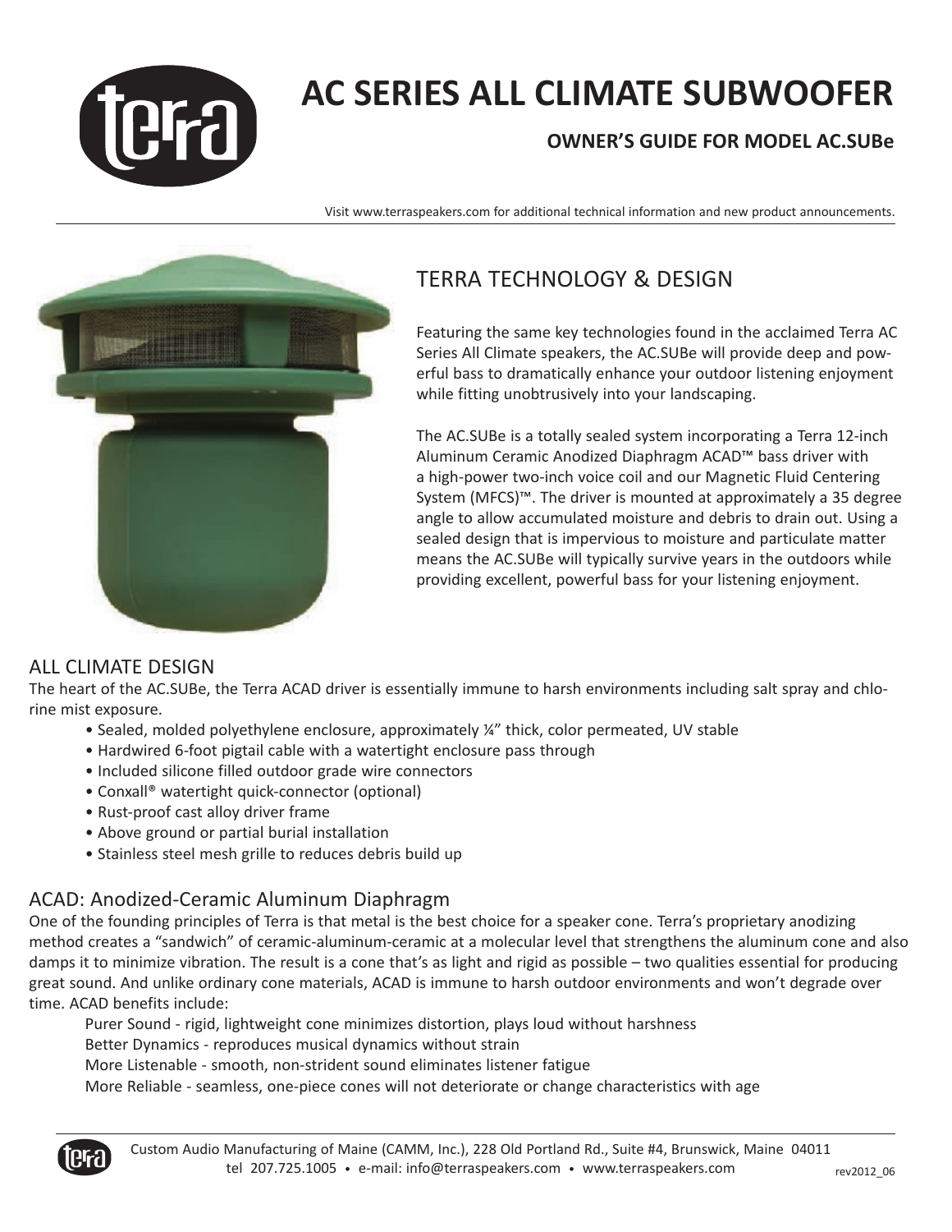# AC SERIES ALL CLIMATE SUBWOOFER

### OWNER'S GUIDE FOR MODEL AC.SUBe

Visit www.terraspeakers.com for additional technical information and new product announcements.

## TERRA TECHNOLOGY & DESIGN

Featuring the same key technologies found in the acclaimed Terra AC Series All Climate speakers, the AC.SUBe will provide deep and powerful bass to dramatically enhance your outdoor listening enjoyment while fitting unobtrusively into your landscaping.

The AC.SUBe is a totally sealed system incorporating a Terra 12-inch Aluminum Ceramic Anodized Diaphragm ACAD™ bass driver with a high-power two-inch voice coil and our Magnetic Fluid Centering System (MFCS)™. The driver is mounted at approximately a 35 degree angle to allow accumulated moisture and debris to drain out. Using a sealed design that is impervious to moisture and particulate matter means the AC.SUBe will typically survive years in the outdoors while providing excellent, powerful bass for your listening enjoyment.

## ALL CLIMATE DESIGN

The heart of the AC.SUBe, the Terra ACAD driver is essentially immune to harsh environments including salt spray and chlorine mist exposure.

- Sealed, molded polyethylene enclosure, approximately ¼" thick, color permeated, UV stable
- Hardwired 6-foot pigtail cable with a watertight enclosure pass through
- Included silicone filled outdoor grade wire connectors
- Conxall® watertight quick-connector (optional)
- Rust-proof cast alloy driver frame
- Above ground or partial burial installation
- Stainless steel mesh grille to reduces debris build up

## ACAD: Anodized-Ceramic Aluminum Diaphragm

One of the founding principles of Terra is that metal is the best choice for a speaker cone. Terra's proprietary anodizing method creates a "sandwich" of ceramic-aluminum-ceramic at a molecular level that strengthens the aluminum cone and also damps it to minimize vibration. The result is a cone that's as light and rigid as possible – two qualities essential for producing great sound. And unlike ordinary cone materials, ACAD is immune to harsh outdoor environments and won't degrade over time. ACAD benefits include:

Purer Sound - rigid, lightweight cone minimizes distortion, plays loud without harshness
Better Dynamics - reproduces musical dynamics without strain
More Listenable - smooth, non-strident sound eliminates listener fatigue
More Reliable - seamless, one-piece cones will not deteriorate or change characteristics with age

Custom Audio Manufacturing of Maine (CAMM, Inc.), 228 Old Portland Rd., Suite #4, Brunswick, Maine 04011
tel 207.725.1005 • e-mail: info@terraspeakers.com • www.terraspeakers.com

rev2012_06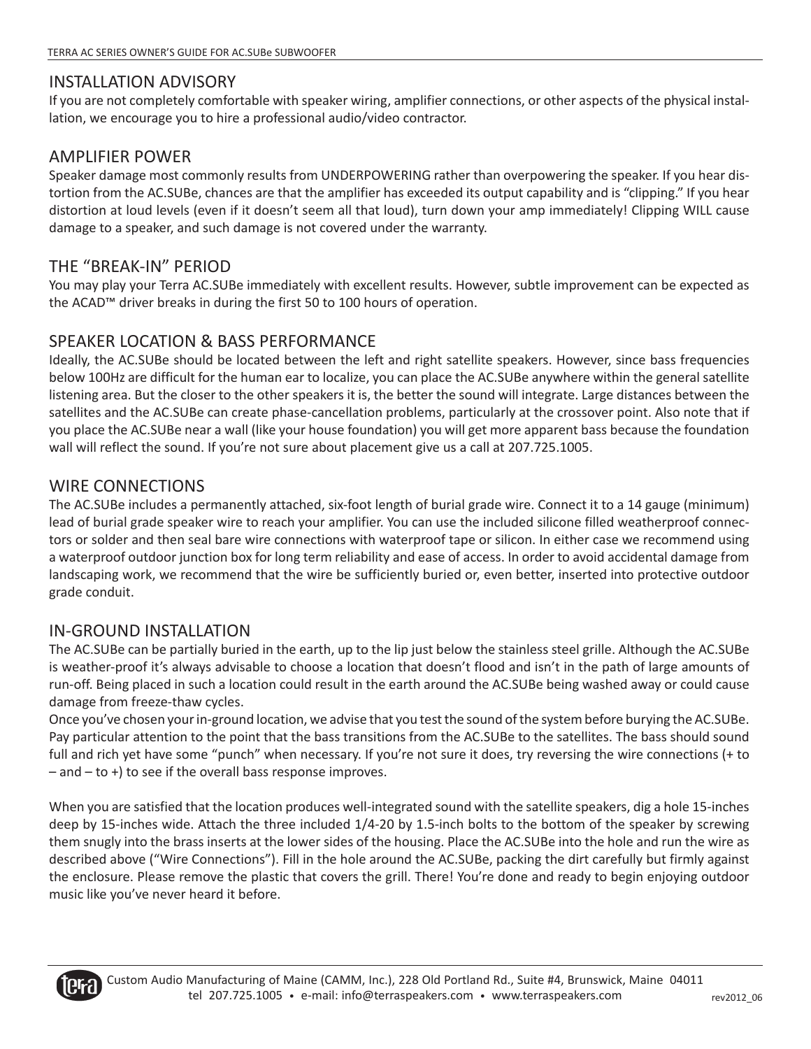## INSTALLATION ADVISORY

If you are not completely comfortable with speaker wiring, amplifier connections, or other aspects of the physical installation, we encourage you to hire a professional audio/video contractor.

## AMPLIFIER POWER

Speaker damage most commonly results from UNDERPOWERING rather than overpowering the speaker. If you hear distortion from the AC.SUBe, chances are that the amplifier has exceeded its output capability and is "clipping." If you hear distortion at loud levels (even if it doesn't seem all that loud), turn down your amp immediately! Clipping WILL cause damage to a speaker, and such damage is not covered under the warranty.

## THE "BREAK-IN" PERIOD

You may play your Terra AC.SUBe immediately with excellent results. However, subtle improvement can be expected as the ACAD™ driver breaks in during the first 50 to 100 hours of operation.

## SPEAKER LOCATION & BASS PERFORMANCE

Ideally, the AC.SUBe should be located between the left and right satellite speakers. However, since bass frequencies below 100Hz are difficult for the human ear to localize, you can place the AC.SUBe anywhere within the general satellite listening area. But the closer to the other speakers it is, the better the sound will integrate. Large distances between the satellites and the AC.SUBe can create phase-cancellation problems, particularly at the crossover point. Also note that if you place the AC.SUBe near a wall (like your house foundation) you will get more apparent bass because the foundation wall will reflect the sound. If you're not sure about placement give us a call at 207.725.1005.

## WIRE CONNECTIONS

The AC.SUBe includes a permanently attached, six-foot length of burial grade wire. Connect it to a 14 gauge (minimum) lead of burial grade speaker wire to reach your amplifier. You can use the included silicone filled weatherproof connectors or solder and then seal bare wire connections with waterproof tape or silicon. In either case we recommend using a waterproof outdoor junction box for long term reliability and ease of access. In order to avoid accidental damage from landscaping work, we recommend that the wire be sufficiently buried or, even better, inserted into protective outdoor grade conduit.

## IN-GROUND INSTALLATION

The AC.SUBe can be partially buried in the earth, up to the lip just below the stainless steel grille. Although the AC.SUBe is weather-proof it's always advisable to choose a location that doesn't flood and isn't in the path of large amounts of run-off. Being placed in such a location could result in the earth around the AC.SUBe being washed away or could cause damage from freeze-thaw cycles.

Once you've chosen your in-ground location, we advise that you test the sound of the system before burying the AC.SUBe. Pay particular attention to the point that the bass transitions from the AC.SUBe to the satellites. The bass should sound full and rich yet have some "punch" when necessary. If you're not sure it does, try reversing the wire connections (+ to – and – to +) to see if the overall bass response improves.

When you are satisfied that the location produces well-integrated sound with the satellite speakers, dig a hole 15-inches deep by 15-inches wide. Attach the three included 1/4-20 by 1.5-inch bolts to the bottom of the speaker by screwing them snugly into the brass inserts at the lower sides of the housing. Place the AC.SUBe into the hole and run the wire as described above ("Wire Connections"). Fill in the hole around the AC.SUBe, packing the dirt carefully but firmly against the enclosure. Please remove the plastic that covers the grill. There! You're done and ready to begin enjoying outdoor music like you've never heard it before.

Custom Audio Manufacturing of Maine (CAMM, Inc.), 228 Old Portland Rd., Suite #4, Brunswick, Maine 04011
tel 207.725.1005 • e-mail: info@terraspeakers.com • www.terraspeakers.com